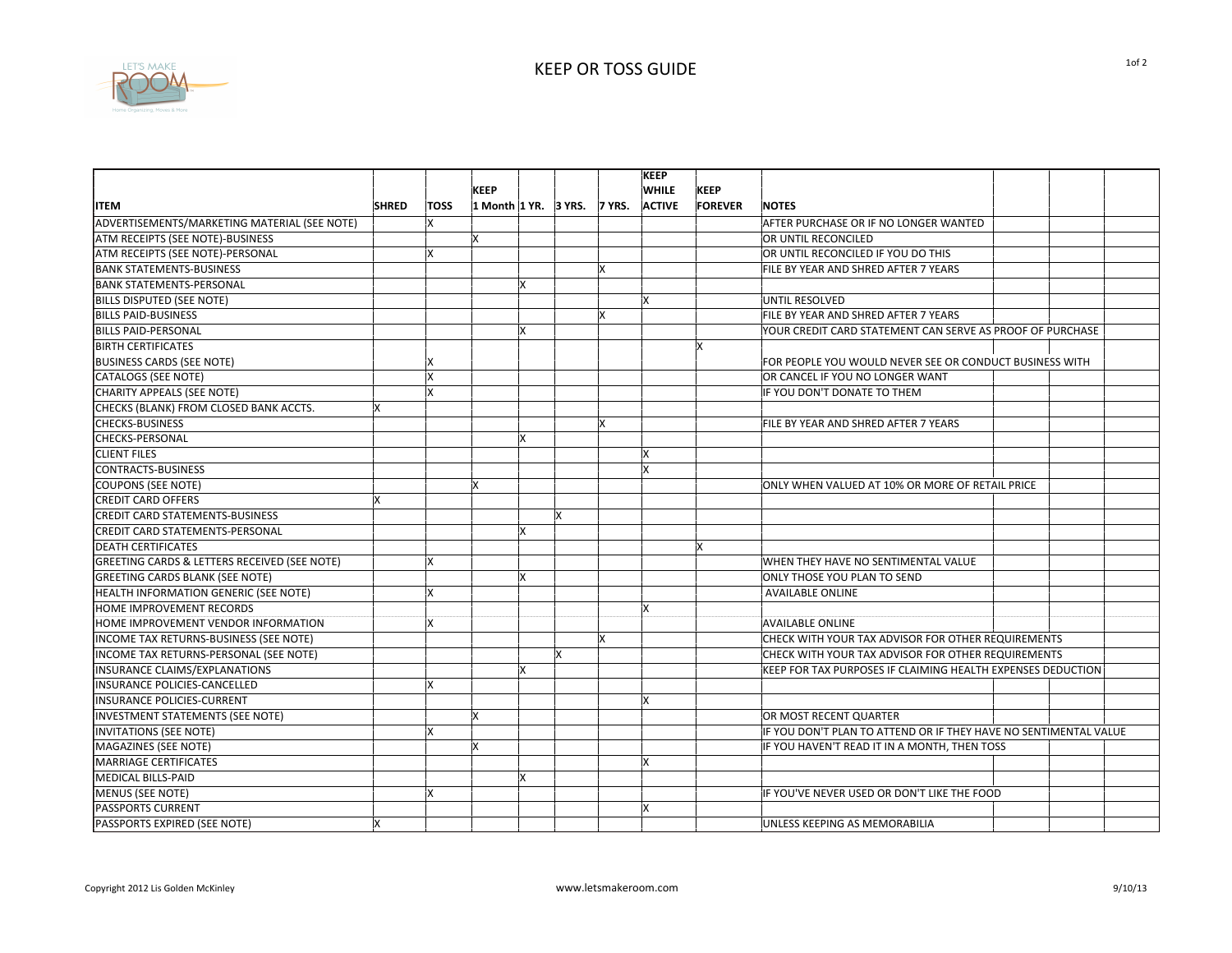# KEEP OR TOSS GUIDE

| ITEM | SHRED | TOSS | KEEP 1 Month | 1 YR. | 3 YRS. | 7 YRS. | KEEP WHILE ACTIVE | KEEP FOREVER | NOTES |
|---|---|---|---|---|---|---|---|---|---|
| ADVERTISEMENTS/MARKETING MATERIAL (SEE NOTE) | | X | | | | | | | AFTER PURCHASE OR IF NO LONGER WANTED |
| ATM RECEIPTS (SEE NOTE)-BUSINESS | | | X | | | | | | OR UNTIL RECONCILED |
| ATM RECEIPTS (SEE NOTE)-PERSONAL | | X | | | | | | | OR UNTIL RECONCILED IF YOU DO THIS |
| BANK STATEMENTS-BUSINESS | | | | | | X | | | FILE BY YEAR AND SHRED AFTER 7 YEARS |
| BANK STATEMENTS-PERSONAL | | | | X | | | | | |
| BILLS DISPUTED (SEE NOTE) | | | | | | | X | | UNTIL RESOLVED |
| BILLS PAID-BUSINESS | | | | | | X | | | FILE BY YEAR AND SHRED AFTER 7 YEARS |
| BILLS PAID-PERSONAL | | | | X | | | | | YOUR CREDIT CARD STATEMENT CAN SERVE AS PROOF OF PURCHASE |
| BIRTH CERTIFICATES | | | | | | | | X | |
| BUSINESS CARDS (SEE NOTE) | | X | | | | | | | FOR PEOPLE YOU WOULD NEVER SEE OR CONDUCT BUSINESS WITH |
| CATALOGS (SEE NOTE) | | X | | | | | | | OR CANCEL IF YOU NO LONGER WANT |
| CHARITY APPEALS (SEE NOTE) | | X | | | | | | | IF YOU DON'T DONATE TO THEM |
| CHECKS (BLANK) FROM CLOSED BANK ACCTS. | X | | | | | | | | |
| CHECKS-BUSINESS | | | | | | X | | | FILE BY YEAR AND SHRED AFTER 7 YEARS |
| CHECKS-PERSONAL | | | | X | | | | | |
| CLIENT FILES | | | | | | | X | | |
| CONTRACTS-BUSINESS | | | | | | | X | | |
| COUPONS (SEE NOTE) | | | X | | | | | | ONLY WHEN VALUED AT 10% OR MORE OF RETAIL PRICE |
| CREDIT CARD OFFERS | X | | | | | | | | |
| CREDIT CARD STATEMENTS-BUSINESS | | | | | X | | | | |
| CREDIT CARD STATEMENTS-PERSONAL | | | | X | | | | | |
| DEATH CERTIFICATES | | | | | | | | X | |
| GREETING CARDS & LETTERS RECEIVED (SEE NOTE) | | X | | | | | | | WHEN THEY HAVE NO SENTIMENTAL VALUE |
| GREETING CARDS BLANK (SEE NOTE) | | | | X | | | | | ONLY THOSE YOU PLAN TO SEND |
| HEALTH INFORMATION GENERIC (SEE NOTE) | | X | | | | | | | AVAILABLE ONLINE |
| HOME IMPROVEMENT RECORDS | | | | | | | X | | |
| HOME IMPROVEMENT VENDOR INFORMATION | | X | | | | | | | AVAILABLE ONLINE |
| INCOME TAX RETURNS-BUSINESS (SEE NOTE) | | | | | | X | | | CHECK WITH YOUR TAX ADVISOR FOR OTHER REQUIREMENTS |
| INCOME TAX RETURNS-PERSONAL (SEE NOTE) | | | | | X | | | | CHECK WITH YOUR TAX ADVISOR FOR OTHER REQUIREMENTS |
| INSURANCE CLAIMS/EXPLANATIONS | | | | X | | | | | KEEP FOR TAX PURPOSES IF CLAIMING HEALTH EXPENSES DEDUCTION |
| INSURANCE POLICIES-CANCELLED | | X | | | | | | | |
| INSURANCE POLICIES-CURRENT | | | | | | | X | | |
| INVESTMENT STATEMENTS (SEE NOTE) | | | X | | | | | | OR MOST RECENT QUARTER |
| INVITATIONS (SEE NOTE) | | X | | | | | | | IF YOU DON'T PLAN TO ATTEND OR IF THEY HAVE NO SENTIMENTAL VALUE |
| MAGAZINES (SEE NOTE) | | | X | | | | | | IF YOU HAVEN'T READ IT IN A MONTH, THEN TOSS |
| MARRIAGE CERTIFICATES | | | | | | | X | | |
| MEDICAL BILLS-PAID | | | | X | | | | | |
| MENUS (SEE NOTE) | | X | | | | | | | IF YOU'VE NEVER USED OR DON'T LIKE THE FOOD |
| PASSPORTS CURRENT | | | | | | | X | | |
| PASSPORTS EXPIRED (SEE NOTE) | X | | | | | | | | UNLESS KEEPING AS MEMORABILIA |

Copyright 2012 Lis Golden McKinley

www.letsmakeroom.com

9/10/13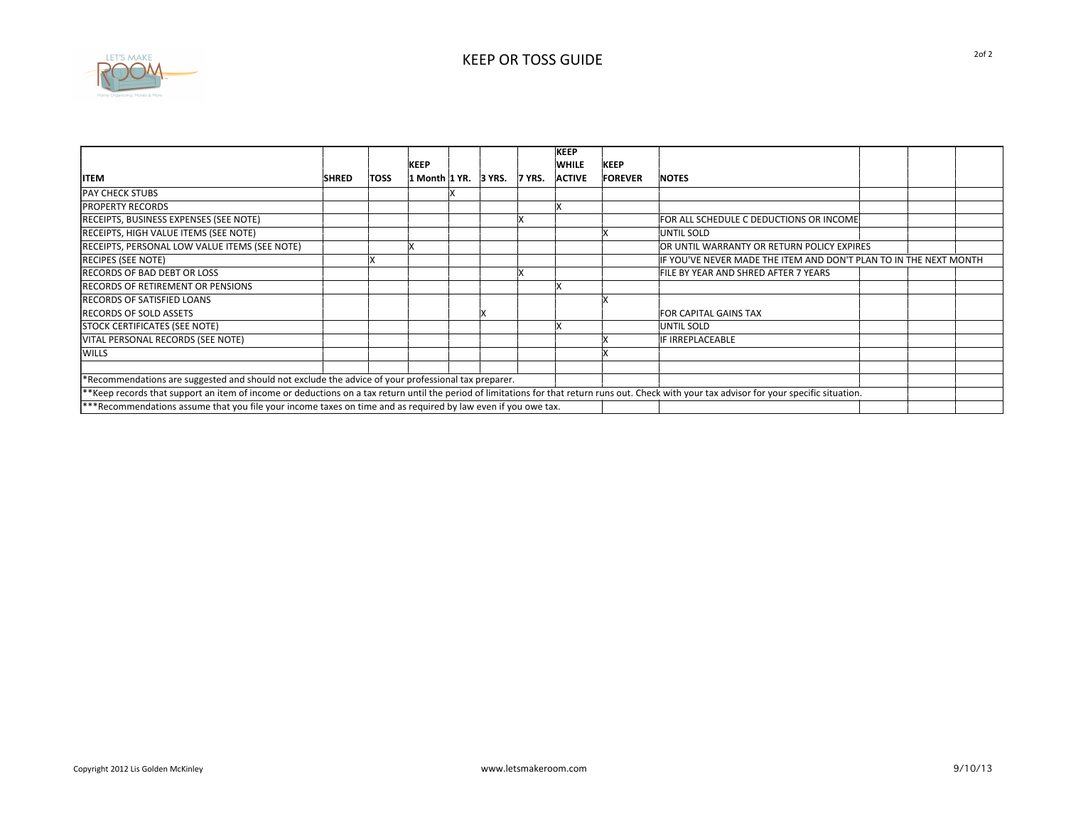# KEEP OR TOSS GUIDE

| ITEM | SHRED | TOSS | KEEP 1 Month | 1 YR. | 3 YRS. | 7 YRS. | KEEP WHILE ACTIVE | KEEP FOREVER | NOTES |
|---|---|---|---|---|---|---|---|---|---|
| PAY CHECK STUBS | | | | X | | | | | |
| PROPERTY RECORDS | | | | | | | X | | |
| RECEIPTS, BUSINESS EXPENSES (SEE NOTE) | | | | | | X | | | FOR ALL SCHEDULE C DEDUCTIONS OR INCOME |
| RECEIPTS, HIGH VALUE ITEMS (SEE NOTE) | | | | | | | | X | UNTIL SOLD |
| RECEIPTS, PERSONAL LOW VALUE ITEMS (SEE NOTE) | | | X | | | | | | OR UNTIL WARRANTY OR RETURN POLICY EXPIRES |
| RECIPES (SEE NOTE) | | X | | | | | | | IF YOU'VE NEVER MADE THE ITEM AND DON'T PLAN TO IN THE NEXT MONTH |
| RECORDS OF BAD DEBT OR LOSS | | | | | | X | | | FILE BY YEAR AND SHRED AFTER 7 YEARS |
| RECORDS OF RETIREMENT OR PENSIONS | | | | | | | X | | |
| RECORDS OF SATISFIED LOANS | | | | | | | | X | |
| RECORDS OF SOLD ASSETS | | | | | X | | | | FOR CAPITAL GAINS TAX |
| STOCK CERTIFICATES (SEE NOTE) | | | | | | | X | | UNTIL SOLD |
| VITAL PERSONAL RECORDS (SEE NOTE) | | | | | | | | X | IF IRREPLACEABLE |
| WILLS | | | | | | | | X | |

*Recommendations are suggested and should not exclude the advice of your professional tax preparer.

**Keep records that support an item of income or deductions on a tax return until the period of limitations for that return runs out. Check with your tax advisor for your specific situation.

***Recommendations assume that you file your income taxes on time and as required by law even if you owe tax.

Copyright 2012 Lis Golden McKinley

www.letsmakeroom.com

9/10/13